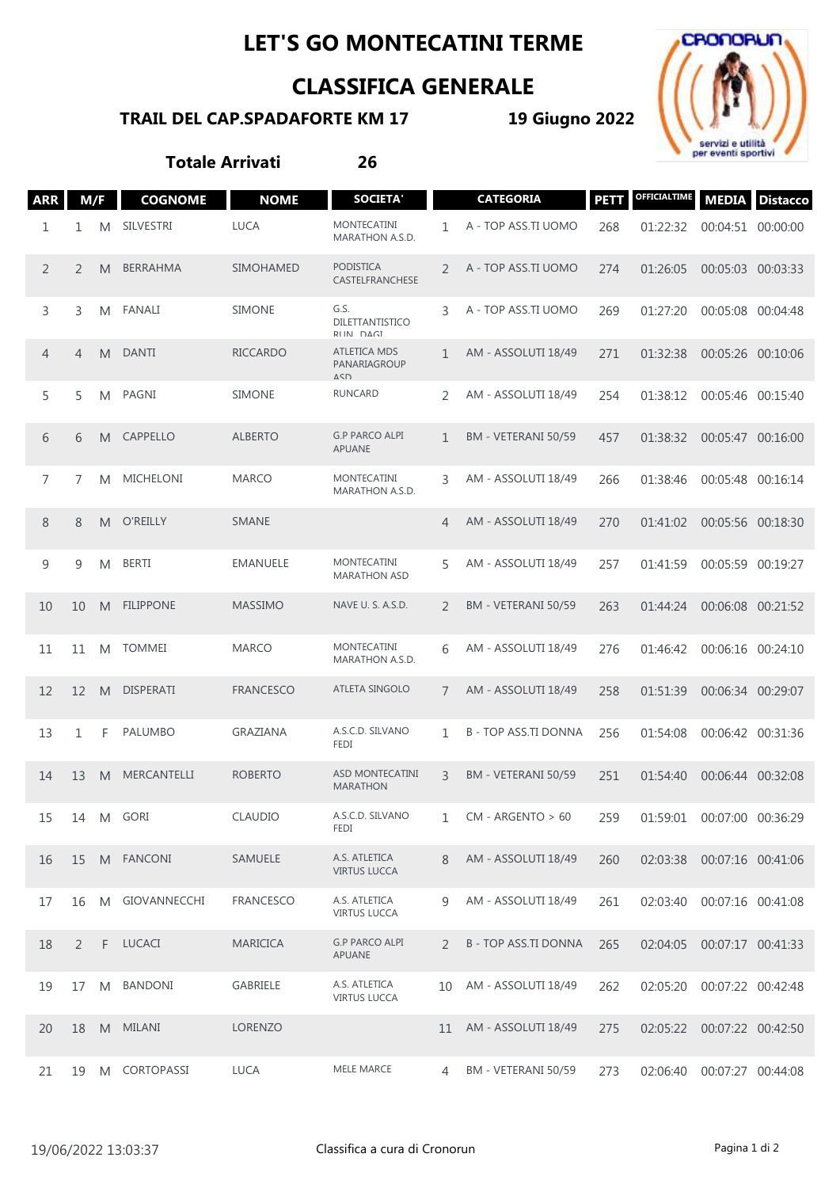# LET'S GO MONTECATINI TERME

## CLASSIFICA GENERALE

**TRAIL DEL CAP.SPADAFORTE KM 17** **19 Giugno 2022**

**Totale Arrivati** **26**

| ARR | M/F | | COGNOME | NOME | SOCIETA' | CATEGORIA | | PETT | OFFICIALTIME | MEDIA | Distacco |
|---|---|---|---|---|---|---|---|---|---|---|---|
| 1 | 1 | M | SILVESTRI | LUCA | MONTECATINI MARATHON A.S.D. | 1 | A - TOP ASS.TI UOMO | 268 | 01:22:32 | 00:04:51 | 00:00:00 |
| 2 | 2 | M | BERRAHMA | SIMOHAMED | PODISTICA CASTELFRANCHESE | 2 | A - TOP ASS.TI UOMO | 274 | 01:26:05 | 00:05:03 | 00:03:33 |
| 3 | 3 | M | FANALI | SIMONE | G.S. DILETTANTISTICO RUN DAGI | 3 | A - TOP ASS.TI UOMO | 269 | 01:27:20 | 00:05:08 | 00:04:48 |
| 4 | 4 | M | DANTI | RICCARDO | ATLETICA MDS PANARIAGROUP ASD | 1 | AM - ASSOLUTI 18/49 | 271 | 01:32:38 | 00:05:26 | 00:10:06 |
| 5 | 5 | M | PAGNI | SIMONE | RUNCARD | 2 | AM - ASSOLUTI 18/49 | 254 | 01:38:12 | 00:05:46 | 00:15:40 |
| 6 | 6 | M | CAPPELLO | ALBERTO | G.P PARCO ALPI APUANE | 1 | BM - VETERANI 50/59 | 457 | 01:38:32 | 00:05:47 | 00:16:00 |
| 7 | 7 | M | MICHELONI | MARCO | MONTECATINI MARATHON A.S.D. | 3 | AM - ASSOLUTI 18/49 | 266 | 01:38:46 | 00:05:48 | 00:16:14 |
| 8 | 8 | M | O'REILLY | SMANE | | 4 | AM - ASSOLUTI 18/49 | 270 | 01:41:02 | 00:05:56 | 00:18:30 |
| 9 | 9 | M | BERTI | EMANUELE | MONTECATINI MARATHON ASD | 5 | AM - ASSOLUTI 18/49 | 257 | 01:41:59 | 00:05:59 | 00:19:27 |
| 10 | 10 | M | FILIPPONE | MASSIMO | NAVE U. S. A.S.D. | 2 | BM - VETERANI 50/59 | 263 | 01:44:24 | 00:06:08 | 00:21:52 |
| 11 | 11 | M | TOMMEI | MARCO | MONTECATINI MARATHON A.S.D. | 6 | AM - ASSOLUTI 18/49 | 276 | 01:46:42 | 00:06:16 | 00:24:10 |
| 12 | 12 | M | DISPERATI | FRANCESCO | ATLETA SINGOLO | 7 | AM - ASSOLUTI 18/49 | 258 | 01:51:39 | 00:06:34 | 00:29:07 |
| 13 | 1 | F | PALUMBO | GRAZIANA | A.S.C.D. SILVANO FEDI | 1 | B - TOP ASS.TI DONNA | 256 | 01:54:08 | 00:06:42 | 00:31:36 |
| 14 | 13 | M | MERCANTELLI | ROBERTO | ASD MONTECATINI MARATHON | 3 | BM - VETERANI 50/59 | 251 | 01:54:40 | 00:06:44 | 00:32:08 |
| 15 | 14 | M | GORI | CLAUDIO | A.S.C.D. SILVANO FEDI | 1 | CM - ARGENTO > 60 | 259 | 01:59:01 | 00:07:00 | 00:36:29 |
| 16 | 15 | M | FANCONI | SAMUELE | A.S. ATLETICA VIRTUS LUCCA | 8 | AM - ASSOLUTI 18/49 | 260 | 02:03:38 | 00:07:16 | 00:41:06 |
| 17 | 16 | M | GIOVANNECCHI | FRANCESCO | A.S. ATLETICA VIRTUS LUCCA | 9 | AM - ASSOLUTI 18/49 | 261 | 02:03:40 | 00:07:16 | 00:41:08 |
| 18 | 2 | F | LUCACI | MARICICA | G.P PARCO ALPI APUANE | 2 | B - TOP ASS.TI DONNA | 265 | 02:04:05 | 00:07:17 | 00:41:33 |
| 19 | 17 | M | BANDONI | GABRIELE | A.S. ATLETICA VIRTUS LUCCA | 10 | AM - ASSOLUTI 18/49 | 262 | 02:05:20 | 00:07:22 | 00:42:48 |
| 20 | 18 | M | MILANI | LORENZO | | 11 | AM - ASSOLUTI 18/49 | 275 | 02:05:22 | 00:07:22 | 00:42:50 |
| 21 | 19 | M | CORTOPASSI | LUCA | MELE MARCE | 4 | BM - VETERANI 50/59 | 273 | 02:06:40 | 00:07:27 | 00:44:08 |

19/06/2022 13:03:37 Classifica a cura di Cronorun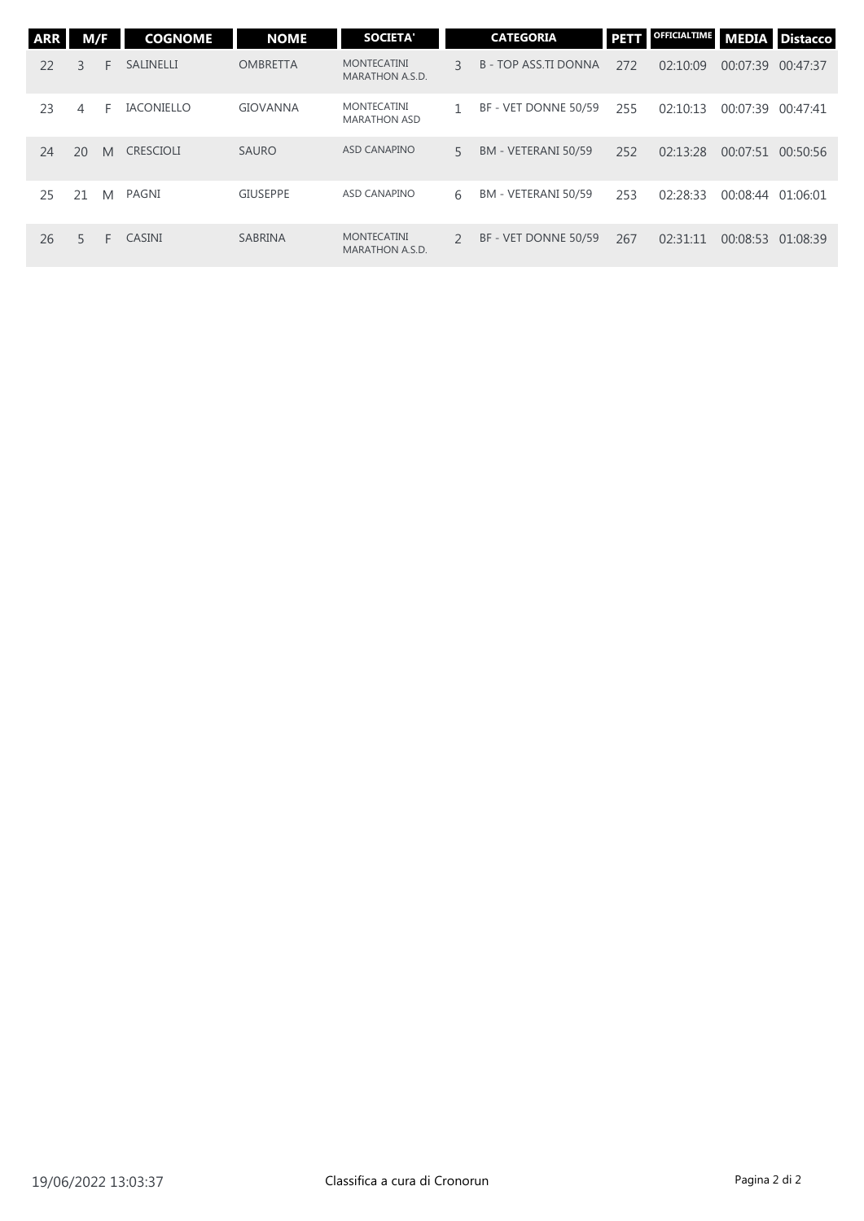| ARR | M/F | | COGNOME | NOME | SOCIETA' | | CATEGORIA | PETT | OFFICIALTIME | MEDIA | Distacco |
|---|---|---|---|---|---|---|---|---|---|---|---|
| 22 | 3 | F | SALINELLI | OMBRETTA | MONTECATINI MARATHON A.S.D. | 3 | B - TOP ASS.TI DONNA | 272 | 02:10:09 | 00:07:39 | 00:47:37 |
| 23 | 4 | F | IACONIELLO | GIOVANNA | MONTECATINI MARATHON ASD | 1 | BF - VET DONNE 50/59 | 255 | 02:10:13 | 00:07:39 | 00:47:41 |
| 24 | 20 | M | CRESCIOLI | SAURO | ASD CANAPINO | 5 | BM - VETERANI 50/59 | 252 | 02:13:28 | 00:07:51 | 00:50:56 |
| 25 | 21 | M | PAGNI | GIUSEPPE | ASD CANAPINO | 6 | BM - VETERANI 50/59 | 253 | 02:28:33 | 00:08:44 | 01:06:01 |
| 26 | 5 | F | CASINI | SABRINA | MONTECATINI MARATHON A.S.D. | 2 | BF - VET DONNE 50/59 | 267 | 02:31:11 | 00:08:53 | 01:08:39 |

19/06/2022 13:03:37 Classifica a cura di Cronorun